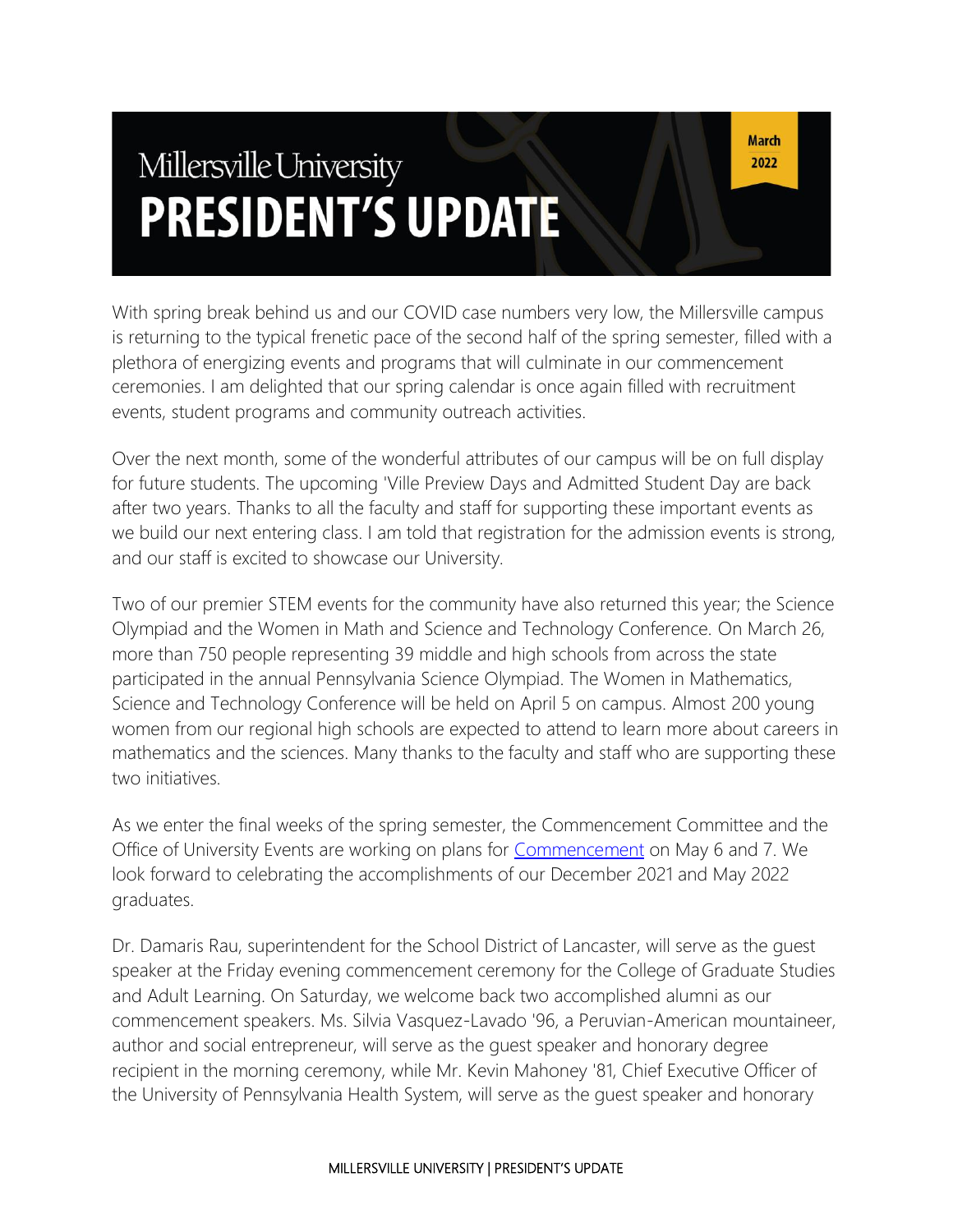# Millersville University PRESIDENT'S UPDATE

March 2022

With spring break behind us and our COVID case numbers very low, the Millersville campus is returning to the typical frenetic pace of the second half of the spring semester, filled with a plethora of energizing events and programs that will culminate in our commencement ceremonies. I am delighted that our spring calendar is once again filled with recruitment events, student programs and community outreach activities.

Over the next month, some of the wonderful attributes of our campus will be on full display for future students. The upcoming 'Ville Preview Days and Admitted Student Day are back after two years. Thanks to all the faculty and staff for supporting these important events as we build our next entering class. I am told that registration for the admission events is strong, and our staff is excited to showcase our University.

Two of our premier STEM events for the community have also returned this year; the Science Olympiad and the Women in Math and Science and Technology Conference. On March 26, more than 750 people representing 39 middle and high schools from across the state participated in the annual Pennsylvania Science Olympiad. The Women in Mathematics, Science and Technology Conference will be held on April 5 on campus. Almost 200 young women from our regional high schools are expected to attend to learn more about careers in mathematics and the sciences. Many thanks to the faculty and staff who are supporting these two initiatives.

As we enter the final weeks of the spring semester, the Commencement Committee and the Office of University Events are working on plans for [Commencement](https://) on May 6 and 7. We look forward to celebrating the accomplishments of our December 2021 and May 2022 graduates.

Dr. Damaris Rau, superintendent for the School District of Lancaster, will serve as the guest speaker at the Friday evening commencement ceremony for the College of Graduate Studies and Adult Learning. On Saturday, we welcome back two accomplished alumni as our commencement speakers. Ms. Silvia Vasquez-Lavado '96, a Peruvian-American mountaineer, author and social entrepreneur, will serve as the guest speaker and honorary degree recipient in the morning ceremony, while Mr. Kevin Mahoney '81, Chief Executive Officer of the University of Pennsylvania Health System, will serve as the guest speaker and honorary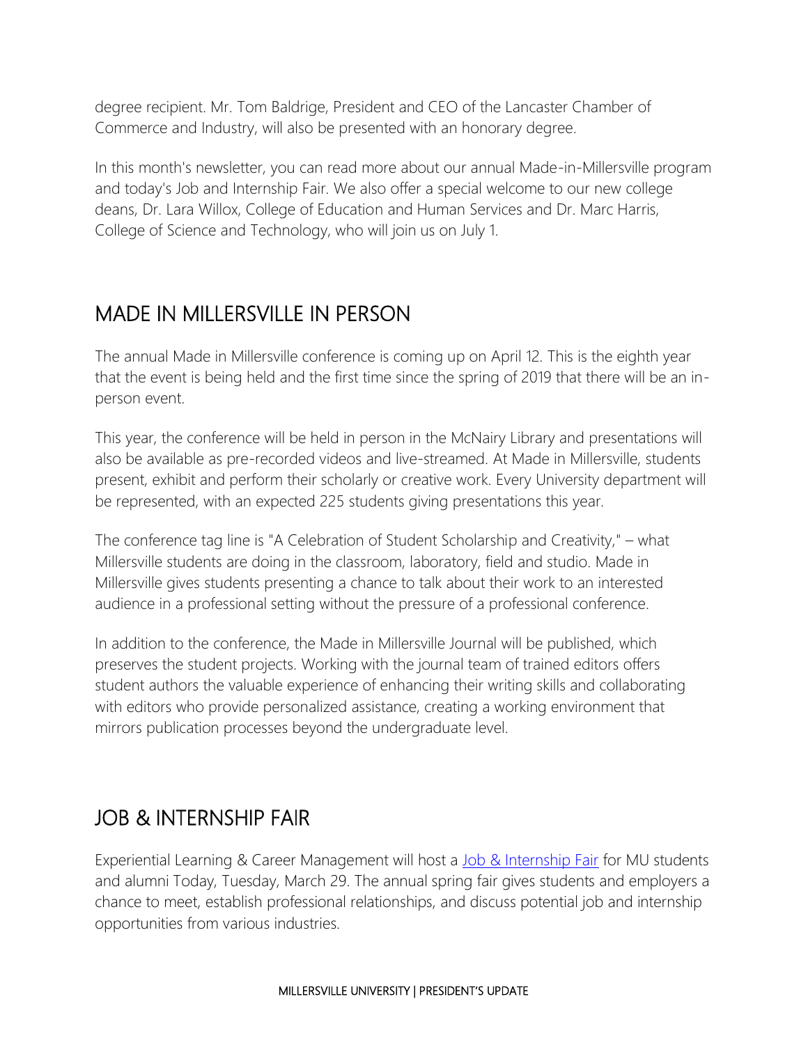degree recipient. Mr. Tom Baldrige, President and CEO of the Lancaster Chamber of Commerce and Industry, will also be presented with an honorary degree.

In this month's newsletter, you can read more about our annual Made-in-Millersville program and today's Job and Internship Fair. We also offer a special welcome to our new college deans, Dr. Lara Willox, College of Education and Human Services and Dr. Marc Harris, College of Science and Technology, who will join us on July 1.

## MADE IN MILLERSVILLE IN PERSON

The annual Made in Millersville conference is coming up on April 12. This is the eighth year that the event is being held and the first time since the spring of 2019 that there will be an in-person event.

This year, the conference will be held in person in the McNairy Library and presentations will also be available as pre-recorded videos and live-streamed. At Made in Millersville, students present, exhibit and perform their scholarly or creative work. Every University department will be represented, with an expected 225 students giving presentations this year.

The conference tag line is "A Celebration of Student Scholarship and Creativity," – what Millersville students are doing in the classroom, laboratory, field and studio. Made in Millersville gives students presenting a chance to talk about their work to an interested audience in a professional setting without the pressure of a professional conference.

In addition to the conference, the Made in Millersville Journal will be published, which preserves the student projects. Working with the journal team of trained editors offers student authors the valuable experience of enhancing their writing skills and collaborating with editors who provide personalized assistance, creating a working environment that mirrors publication processes beyond the undergraduate level.

## JOB & INTERNSHIP FAIR

Experiential Learning & Career Management will host a [Job & Internship Fair]() for MU students and alumni Today, Tuesday, March 29. The annual spring fair gives students and employers a chance to meet, establish professional relationships, and discuss potential job and internship opportunities from various industries.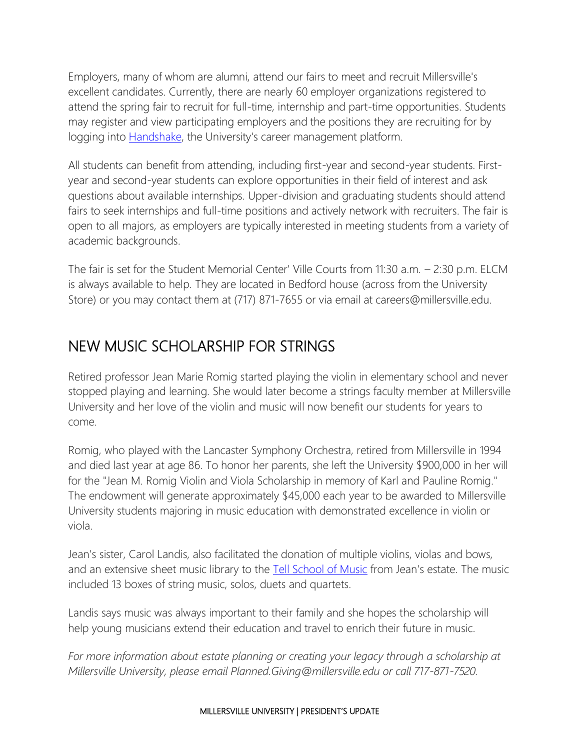Employers, many of whom are alumni, attend our fairs to meet and recruit Millersville's excellent candidates. Currently, there are nearly 60 employer organizations registered to attend the spring fair to recruit for full-time, internship and part-time opportunities. Students may register and view participating employers and the positions they are recruiting for by logging into Handshake, the University's career management platform.

All students can benefit from attending, including first-year and second-year students. First-year and second-year students can explore opportunities in their field of interest and ask questions about available internships. Upper-division and graduating students should attend fairs to seek internships and full-time positions and actively network with recruiters. The fair is open to all majors, as employers are typically interested in meeting students from a variety of academic backgrounds.

The fair is set for the Student Memorial Center' Ville Courts from 11:30 a.m. – 2:30 p.m. ELCM is always available to help. They are located in Bedford house (across from the University Store) or you may contact them at (717) 871-7655 or via email at careers@millersville.edu.

## NEW MUSIC SCHOLARSHIP FOR STRINGS

Retired professor Jean Marie Romig started playing the violin in elementary school and never stopped playing and learning. She would later become a strings faculty member at Millersville University and her love of the violin and music will now benefit our students for years to come.

Romig, who played with the Lancaster Symphony Orchestra, retired from Millersville in 1994 and died last year at age 86. To honor her parents, she left the University $900,000 in her will for the "Jean M. Romig Violin and Viola Scholarship in memory of Karl and Pauline Romig." The endowment will generate approximately $45,000 each year to be awarded to Millersville University students majoring in music education with demonstrated excellence in violin or viola.

Jean's sister, Carol Landis, also facilitated the donation of multiple violins, violas and bows, and an extensive sheet music library to the Tell School of Music from Jean's estate. The music included 13 boxes of string music, solos, duets and quartets.

Landis says music was always important to their family and she hopes the scholarship will help young musicians extend their education and travel to enrich their future in music.

*For more information about estate planning or creating your legacy through a scholarship at Millersville University, please email Planned.Giving@millersville.edu or call 717-871-7520.*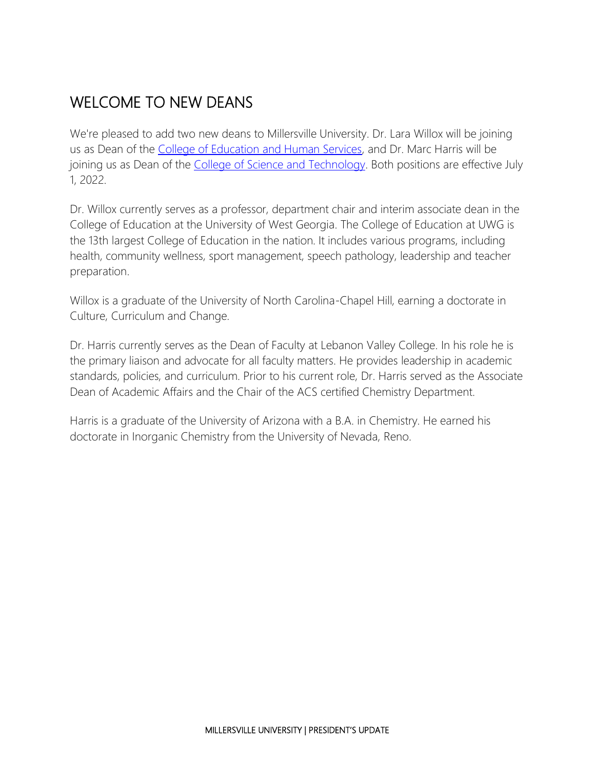## WELCOME TO NEW DEANS

We're pleased to add two new deans to Millersville University. Dr. Lara Willox will be joining us as Dean of the College of Education and Human Services, and Dr. Marc Harris will be joining us as Dean of the College of Science and Technology. Both positions are effective July 1, 2022.

Dr. Willox currently serves as a professor, department chair and interim associate dean in the College of Education at the University of West Georgia. The College of Education at UWG is the 13th largest College of Education in the nation. It includes various programs, including health, community wellness, sport management, speech pathology, leadership and teacher preparation.

Willox is a graduate of the University of North Carolina-Chapel Hill, earning a doctorate in Culture, Curriculum and Change.

Dr. Harris currently serves as the Dean of Faculty at Lebanon Valley College. In his role he is the primary liaison and advocate for all faculty matters. He provides leadership in academic standards, policies, and curriculum. Prior to his current role, Dr. Harris served as the Associate Dean of Academic Affairs and the Chair of the ACS certified Chemistry Department.

Harris is a graduate of the University of Arizona with a B.A. in Chemistry. He earned his doctorate in Inorganic Chemistry from the University of Nevada, Reno.